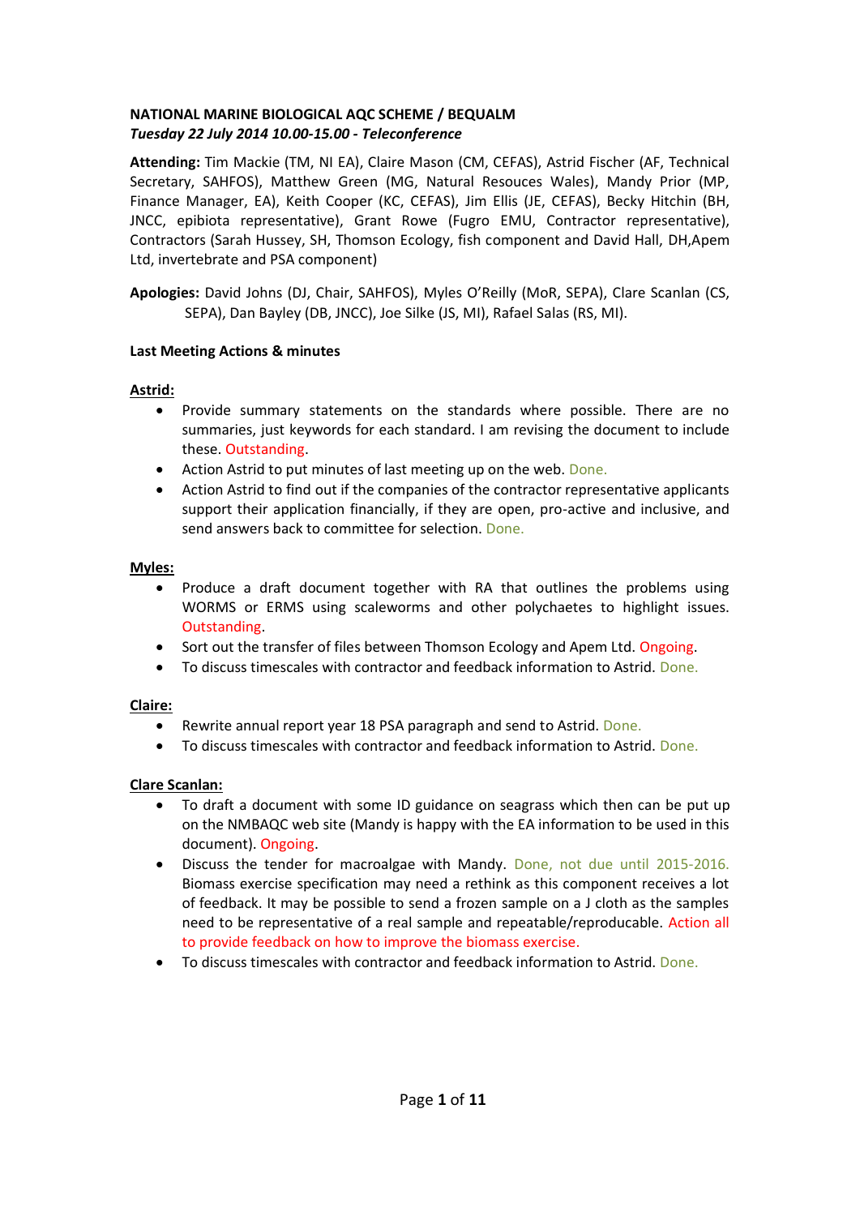**NATIONAL MARINE BIOLOGICAL AQC SCHEME / BEQUALM**
***Tuesday 22 July 2014 10.00-15.00 - Teleconference***

**Attending:** Tim Mackie (TM, NI EA), Claire Mason (CM, CEFAS), Astrid Fischer (AF, Technical Secretary, SAHFOS), Matthew Green (MG, Natural Resouces Wales), Mandy Prior (MP, Finance Manager, EA), Keith Cooper (KC, CEFAS), Jim Ellis (JE, CEFAS), Becky Hitchin (BH, JNCC, epibiota representative), Grant Rowe (Fugro EMU, Contractor representative), Contractors (Sarah Hussey, SH, Thomson Ecology, fish component and David Hall, DH,Apem Ltd, invertebrate and PSA component)

**Apologies:** David Johns (DJ, Chair, SAHFOS), Myles O'Reilly (MoR, SEPA), Clare Scanlan (CS, SEPA), Dan Bayley (DB, JNCC), Joe Silke (JS, MI), Rafael Salas (RS, MI).

**Last Meeting Actions & minutes**

**Astrid:**

- Provide summary statements on the standards where possible. There are no summaries, just keywords for each standard. I am revising the document to include these. Outstanding.
- Action Astrid to put minutes of last meeting up on the web. Done.
- Action Astrid to find out if the companies of the contractor representative applicants support their application financially, if they are open, pro-active and inclusive, and send answers back to committee for selection. Done.

**Myles:**

- Produce a draft document together with RA that outlines the problems using WORMS or ERMS using scaleworms and other polychaetes to highlight issues. Outstanding.
- Sort out the transfer of files between Thomson Ecology and Apem Ltd. Ongoing.
- To discuss timescales with contractor and feedback information to Astrid. Done.

**Claire:**

- Rewrite annual report year 18 PSA paragraph and send to Astrid. Done.
- To discuss timescales with contractor and feedback information to Astrid. Done.

**Clare Scanlan:**

- To draft a document with some ID guidance on seagrass which then can be put up on the NMBAQC web site (Mandy is happy with the EA information to be used in this document). Ongoing.
- Discuss the tender for macroalgae with Mandy. Done, not due until 2015-2016. Biomass exercise specification may need a rethink as this component receives a lot of feedback. It may be possible to send a frozen sample on a J cloth as the samples need to be representative of a real sample and repeatable/reproducable. Action all to provide feedback on how to improve the biomass exercise.
- To discuss timescales with contractor and feedback information to Astrid. Done.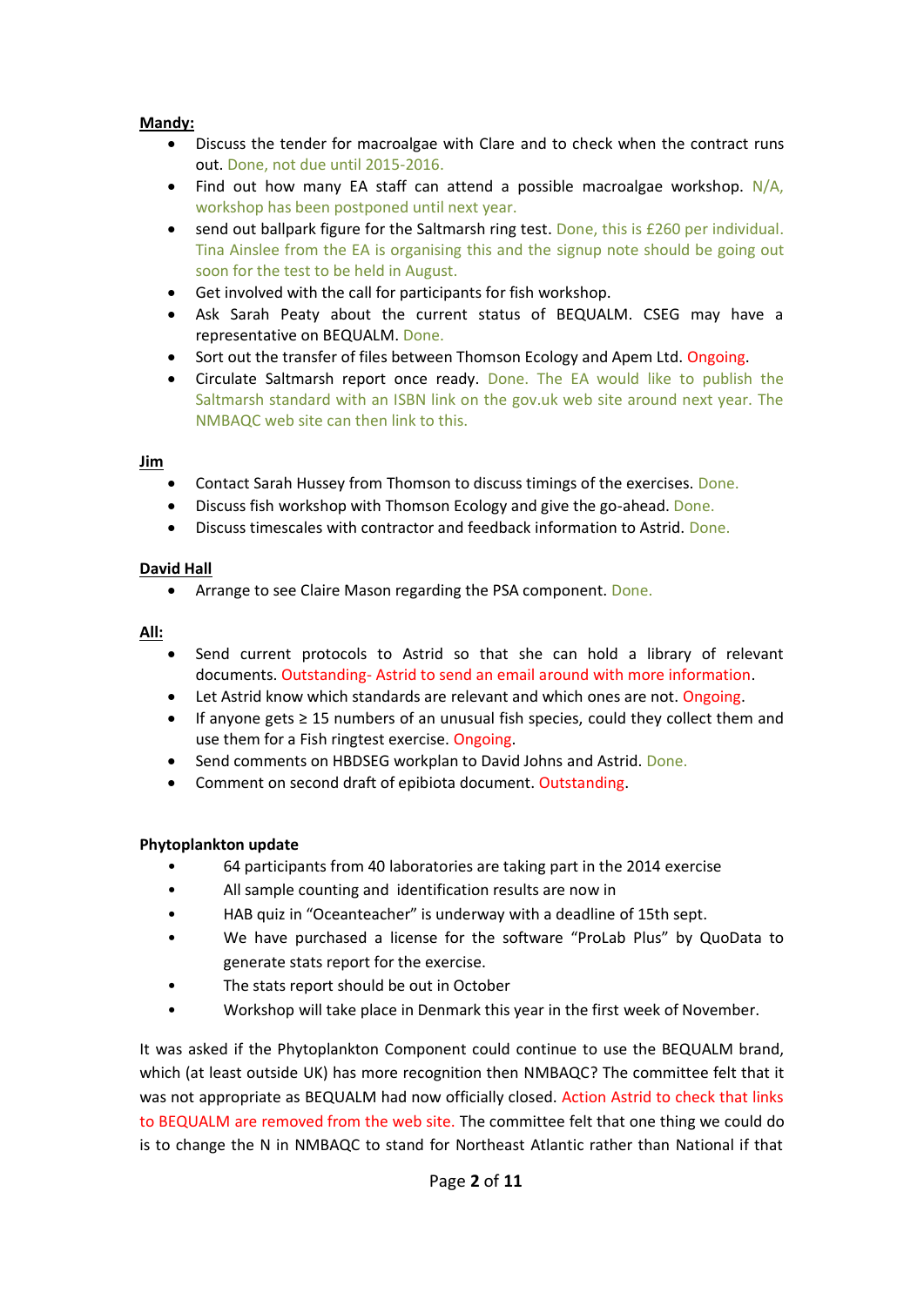**Mandy:**

- Discuss the tender for macroalgae with Clare and to check when the contract runs out. Done, not due until 2015-2016.
- Find out how many EA staff can attend a possible macroalgae workshop. N/A, workshop has been postponed until next year.
- send out ballpark figure for the Saltmarsh ring test. Done, this is £260 per individual. Tina Ainslee from the EA is organising this and the signup note should be going out soon for the test to be held in August.
- Get involved with the call for participants for fish workshop.
- Ask Sarah Peaty about the current status of BEQUALM. CSEG may have a representative on BEQUALM. Done.
- Sort out the transfer of files between Thomson Ecology and Apem Ltd. Ongoing.
- Circulate Saltmarsh report once ready. Done. The EA would like to publish the Saltmarsh standard with an ISBN link on the gov.uk web site around next year. The NMBAQC web site can then link to this.

**Jim**

- Contact Sarah Hussey from Thomson to discuss timings of the exercises. Done.
- Discuss fish workshop with Thomson Ecology and give the go-ahead. Done.
- Discuss timescales with contractor and feedback information to Astrid. Done.

**David Hall**

- Arrange to see Claire Mason regarding the PSA component. Done.

**All:**

- Send current protocols to Astrid so that she can hold a library of relevant documents. Outstanding- Astrid to send an email around with more information.
- Let Astrid know which standards are relevant and which ones are not. Ongoing.
- If anyone gets ≥ 15 numbers of an unusual fish species, could they collect them and use them for a Fish ringtest exercise. Ongoing.
- Send comments on HBDSEG workplan to David Johns and Astrid. Done.
- Comment on second draft of epibiota document. Outstanding.

**Phytoplankton update**

- 64 participants from 40 laboratories are taking part in the 2014 exercise
- All sample counting and identification results are now in
- HAB quiz in "Oceanteacher" is underway with a deadline of 15th sept.
- We have purchased a license for the software "ProLab Plus" by QuoData to generate stats report for the exercise.
- The stats report should be out in October
- Workshop will take place in Denmark this year in the first week of November.

It was asked if the Phytoplankton Component could continue to use the BEQUALM brand, which (at least outside UK) has more recognition then NMBAQC? The committee felt that it was not appropriate as BEQUALM had now officially closed. Action Astrid to check that links to BEQUALM are removed from the web site. The committee felt that one thing we could do is to change the N in NMBAQC to stand for Northeast Atlantic rather than National if that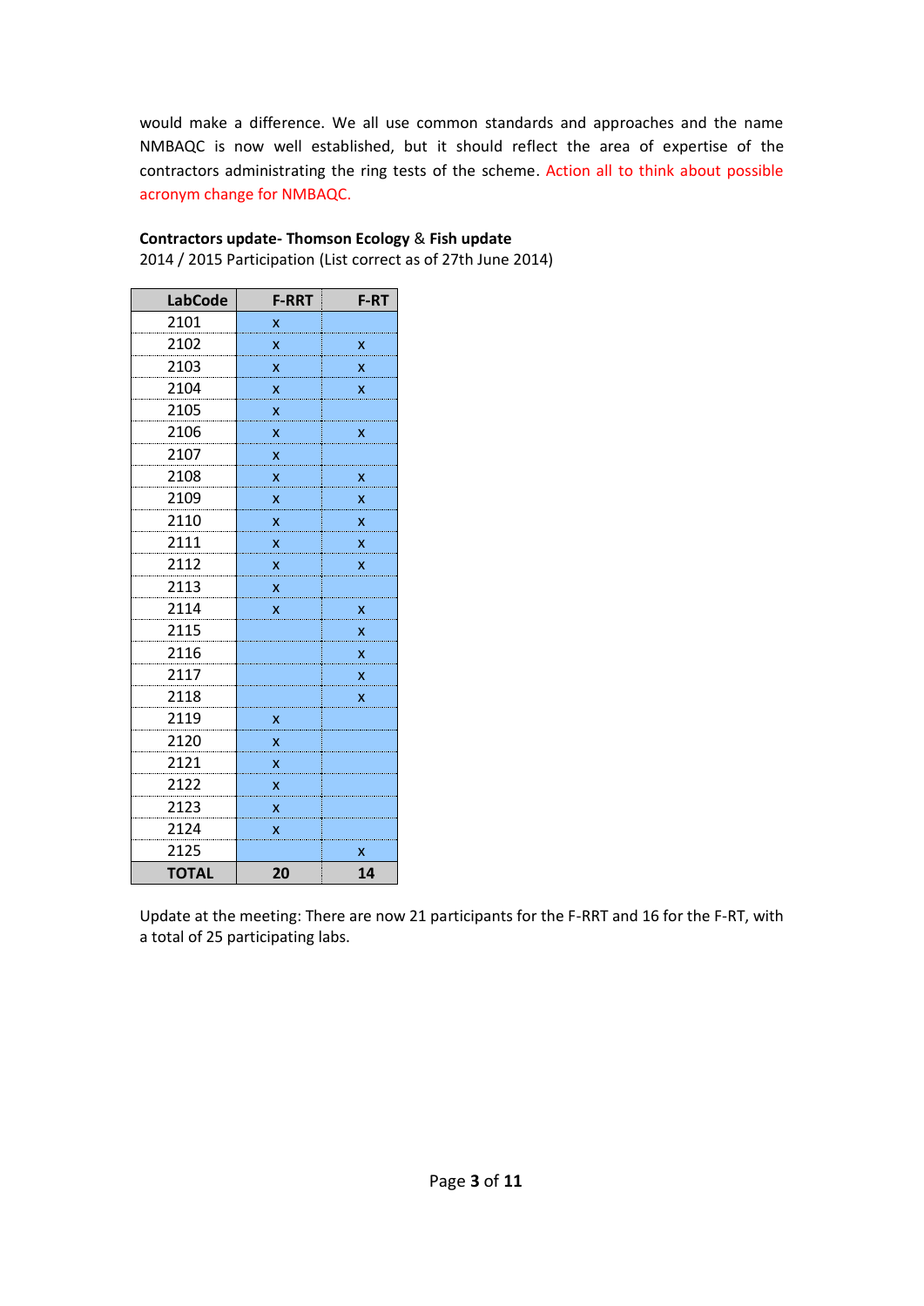would make a difference. We all use common standards and approaches and the name NMBAQC is now well established, but it should reflect the area of expertise of the contractors administrating the ring tests of the scheme. Action all to think about possible acronym change for NMBAQC.

**Contractors update- Thomson Ecology** & **Fish update**

2014 / 2015 Participation (List correct as of 27th June 2014)

| LabCode | F-RRT | F-RT |
|---|---|---|
| 2101 | x | |
| 2102 | x | x |
| 2103 | x | x |
| 2104 | x | x |
| 2105 | x | |
| 2106 | x | x |
| 2107 | x | |
| 2108 | x | x |
| 2109 | x | x |
| 2110 | x | x |
| 2111 | x | x |
| 2112 | x | x |
| 2113 | x | |
| 2114 | x | x |
| 2115 | | x |
| 2116 | | x |
| 2117 | | x |
| 2118 | | x |
| 2119 | x | |
| 2120 | x | |
| 2121 | x | |
| 2122 | x | |
| 2123 | x | |
| 2124 | x | |
| 2125 | | x |
| **TOTAL** | **20** | **14** |

Update at the meeting: There are now 21 participants for the F-RRT and 16 for the F-RT, with a total of 25 participating labs.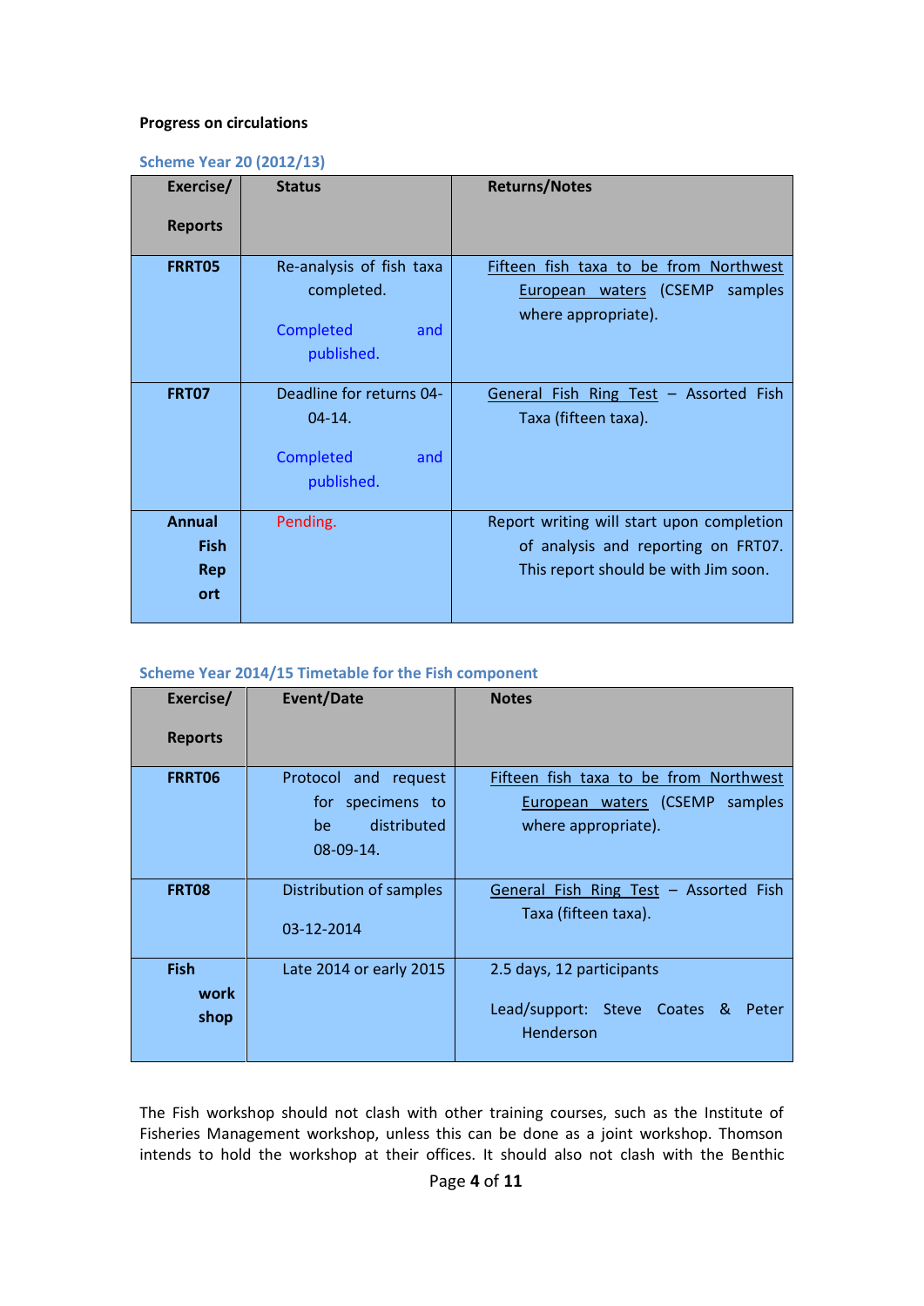**Progress on circulations**

### Scheme Year 20 (2012/13)

| Exercise/ Reports | Status | Returns/Notes |
|---|---|---|
| **FRRT05** | Re-analysis of fish taxa completed. Completed and published. | Fifteen fish taxa to be from Northwest European waters (CSEMP samples where appropriate). |
| **FRT07** | Deadline for returns 04-04-14. Completed and published. | General Fish Ring Test – Assorted Fish Taxa (fifteen taxa). |
| **Annual Fish Report** | Pending. | Report writing will start upon completion of analysis and reporting on FRT07. This report should be with Jim soon. |

### Scheme Year 2014/15 Timetable for the Fish component

| Exercise/ Reports | Event/Date | Notes |
|---|---|---|
| **FRRT06** | Protocol and request for specimens to be distributed 08-09-14. | Fifteen fish taxa to be from Northwest European waters (CSEMP samples where appropriate). |
| **FRT08** | Distribution of samples 03-12-2014 | General Fish Ring Test – Assorted Fish Taxa (fifteen taxa). |
| **Fish workshop** | Late 2014 or early 2015 | 2.5 days, 12 participants. Lead/support: Steve Coates & Peter Henderson |

The Fish workshop should not clash with other training courses, such as the Institute of Fisheries Management workshop, unless this can be done as a joint workshop. Thomson intends to hold the workshop at their offices. It should also not clash with the Benthic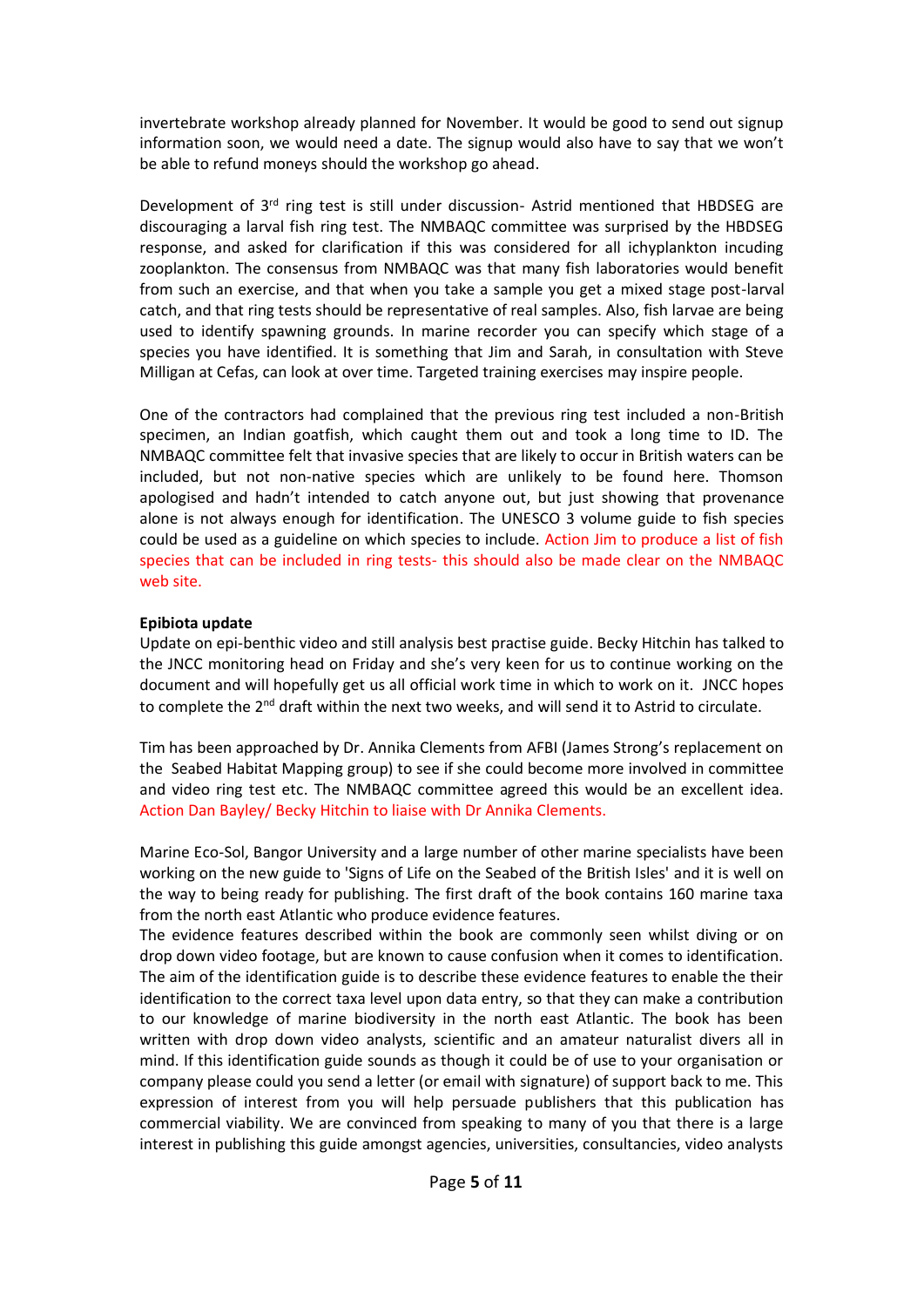invertebrate workshop already planned for November. It would be good to send out signup information soon, we would need a date. The signup would also have to say that we won't be able to refund moneys should the workshop go ahead.

Development of 3rd ring test is still under discussion- Astrid mentioned that HBDSEG are discouraging a larval fish ring test. The NMBAQC committee was surprised by the HBDSEG response, and asked for clarification if this was considered for all ichyplankton incuding zooplankton. The consensus from NMBAQC was that many fish laboratories would benefit from such an exercise, and that when you take a sample you get a mixed stage post-larval catch, and that ring tests should be representative of real samples. Also, fish larvae are being used to identify spawning grounds. In marine recorder you can specify which stage of a species you have identified. It is something that Jim and Sarah, in consultation with Steve Milligan at Cefas, can look at over time. Targeted training exercises may inspire people.

One of the contractors had complained that the previous ring test included a non-British specimen, an Indian goatfish, which caught them out and took a long time to ID. The NMBAQC committee felt that invasive species that are likely to occur in British waters can be included, but not non-native species which are unlikely to be found here. Thomson apologised and hadn't intended to catch anyone out, but just showing that provenance alone is not always enough for identification. The UNESCO 3 volume guide to fish species could be used as a guideline on which species to include. Action Jim to produce a list of fish species that can be included in ring tests- this should also be made clear on the NMBAQC web site.

**Epibiota update**

Update on epi-benthic video and still analysis best practise guide. Becky Hitchin has talked to the JNCC monitoring head on Friday and she's very keen for us to continue working on the document and will hopefully get us all official work time in which to work on it. JNCC hopes to complete the 2nd draft within the next two weeks, and will send it to Astrid to circulate.

Tim has been approached by Dr. Annika Clements from AFBI (James Strong's replacement on the Seabed Habitat Mapping group) to see if she could become more involved in committee and video ring test etc. The NMBAQC committee agreed this would be an excellent idea. Action Dan Bayley/ Becky Hitchin to liaise with Dr Annika Clements.

Marine Eco-Sol, Bangor University and a large number of other marine specialists have been working on the new guide to 'Signs of Life on the Seabed of the British Isles' and it is well on the way to being ready for publishing. The first draft of the book contains 160 marine taxa from the north east Atlantic who produce evidence features.
The evidence features described within the book are commonly seen whilst diving or on drop down video footage, but are known to cause confusion when it comes to identification. The aim of the identification guide is to describe these evidence features to enable the their identification to the correct taxa level upon data entry, so that they can make a contribution to our knowledge of marine biodiversity in the north east Atlantic. The book has been written with drop down video analysts, scientific and an amateur naturalist divers all in mind. If this identification guide sounds as though it could be of use to your organisation or company please could you send a letter (or email with signature) of support back to me. This expression of interest from you will help persuade publishers that this publication has commercial viability. We are convinced from speaking to many of you that there is a large interest in publishing this guide amongst agencies, universities, consultancies, video analysts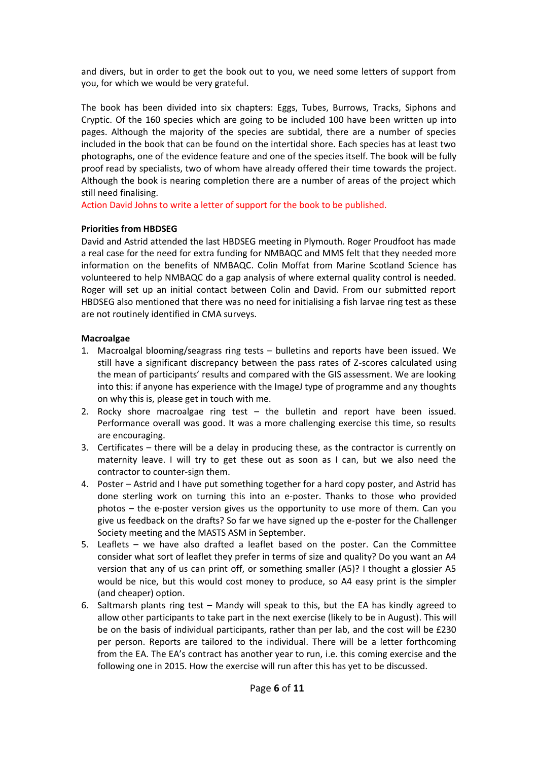and divers, but in order to get the book out to you, we need some letters of support from you, for which we would be very grateful.

The book has been divided into six chapters: Eggs, Tubes, Burrows, Tracks, Siphons and Cryptic. Of the 160 species which are going to be included 100 have been written up into pages. Although the majority of the species are subtidal, there are a number of species included in the book that can be found on the intertidal shore. Each species has at least two photographs, one of the evidence feature and one of the species itself. The book will be fully proof read by specialists, two of whom have already offered their time towards the project. Although the book is nearing completion there are a number of areas of the project which still need finalising.

Action David Johns to write a letter of support for the book to be published.

**Priorities from HBDSEG**

David and Astrid attended the last HBDSEG meeting in Plymouth. Roger Proudfoot has made a real case for the need for extra funding for NMBAQC and MMS felt that they needed more information on the benefits of NMBAQC. Colin Moffat from Marine Scotland Science has volunteered to help NMBAQC do a gap analysis of where external quality control is needed. Roger will set up an initial contact between Colin and David. From our submitted report HBDSEG also mentioned that there was no need for initialising a fish larvae ring test as these are not routinely identified in CMA surveys.

**Macroalgae**

1. Macroalgal blooming/seagrass ring tests – bulletins and reports have been issued. We still have a significant discrepancy between the pass rates of Z-scores calculated using the mean of participants' results and compared with the GIS assessment. We are looking into this: if anyone has experience with the ImageJ type of programme and any thoughts on why this is, please get in touch with me.
2. Rocky shore macroalgae ring test – the bulletin and report have been issued. Performance overall was good. It was a more challenging exercise this time, so results are encouraging.
3. Certificates – there will be a delay in producing these, as the contractor is currently on maternity leave. I will try to get these out as soon as I can, but we also need the contractor to counter-sign them.
4. Poster – Astrid and I have put something together for a hard copy poster, and Astrid has done sterling work on turning this into an e-poster. Thanks to those who provided photos – the e-poster version gives us the opportunity to use more of them. Can you give us feedback on the drafts? So far we have signed up the e-poster for the Challenger Society meeting and the MASTS ASM in September.
5. Leaflets – we have also drafted a leaflet based on the poster. Can the Committee consider what sort of leaflet they prefer in terms of size and quality? Do you want an A4 version that any of us can print off, or something smaller (A5)? I thought a glossier A5 would be nice, but this would cost money to produce, so A4 easy print is the simpler (and cheaper) option.
6. Saltmarsh plants ring test – Mandy will speak to this, but the EA has kindly agreed to allow other participants to take part in the next exercise (likely to be in August). This will be on the basis of individual participants, rather than per lab, and the cost will be £230 per person. Reports are tailored to the individual. There will be a letter forthcoming from the EA. The EA's contract has another year to run, i.e. this coming exercise and the following one in 2015. How the exercise will run after this has yet to be discussed.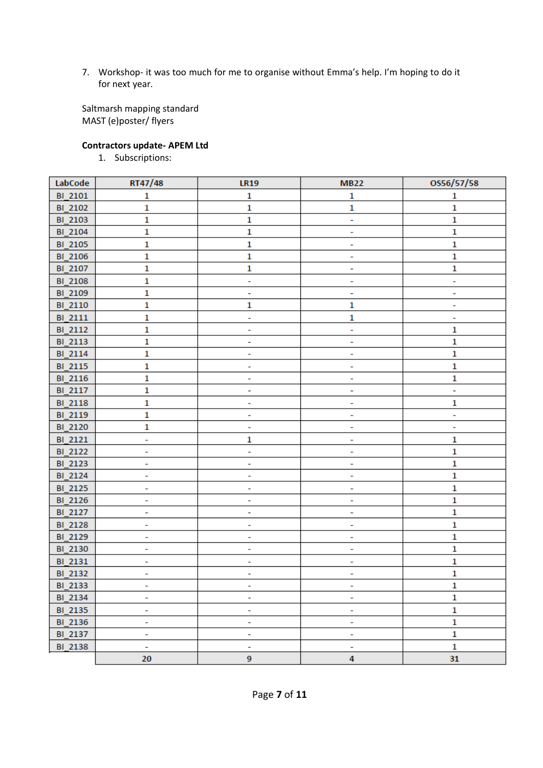7. Workshop- it was too much for me to organise without Emma's help. I'm hoping to do it for next year.

Saltmarsh mapping standard
MAST (e)poster/ flyers

**Contractors update- APEM Ltd**

1. Subscriptions:

| LabCode | RT47/48 | LR19 | MB22 | OS56/57/58 |
|---|---|---|---|---|
| BI_2101 | 1 | 1 | 1 | 1 |
| BI_2102 | 1 | 1 | 1 | 1 |
| BI_2103 | 1 | 1 | - | 1 |
| BI_2104 | 1 | 1 | - | 1 |
| BI_2105 | 1 | 1 | - | 1 |
| BI_2106 | 1 | 1 | - | 1 |
| BI_2107 | 1 | 1 | - | 1 |
| BI_2108 | 1 | - | - | - |
| BI_2109 | 1 | - | - | - |
| BI_2110 | 1 | 1 | 1 | - |
| BI_2111 | 1 | - | 1 | - |
| BI_2112 | 1 | - | - | 1 |
| BI_2113 | 1 | - | - | 1 |
| BI_2114 | 1 | - | - | 1 |
| BI_2115 | 1 | - | - | 1 |
| BI_2116 | 1 | - | - | 1 |
| BI_2117 | 1 | - | - | - |
| BI_2118 | 1 | - | - | 1 |
| BI_2119 | 1 | - | - | - |
| BI_2120 | 1 | - | - | - |
| BI_2121 | - | 1 | - | 1 |
| BI_2122 | - | - | - | 1 |
| BI_2123 | - | - | - | 1 |
| BI_2124 | - | - | - | 1 |
| BI_2125 | - | - | - | 1 |
| BI_2126 | - | - | - | 1 |
| BI_2127 | - | - | - | 1 |
| BI_2128 | - | - | - | 1 |
| BI_2129 | - | - | - | 1 |
| BI_2130 | - | - | - | 1 |
| BI_2131 | - | - | - | 1 |
| BI_2132 | - | - | - | 1 |
| BI_2133 | - | - | - | 1 |
| BI_2134 | - | - | - | 1 |
| BI_2135 | - | - | - | 1 |
| BI_2136 | - | - | - | 1 |
| BI_2137 | - | - | - | 1 |
| BI_2138 | - | - | - | 1 |
| | 20 | 9 | 4 | 31 |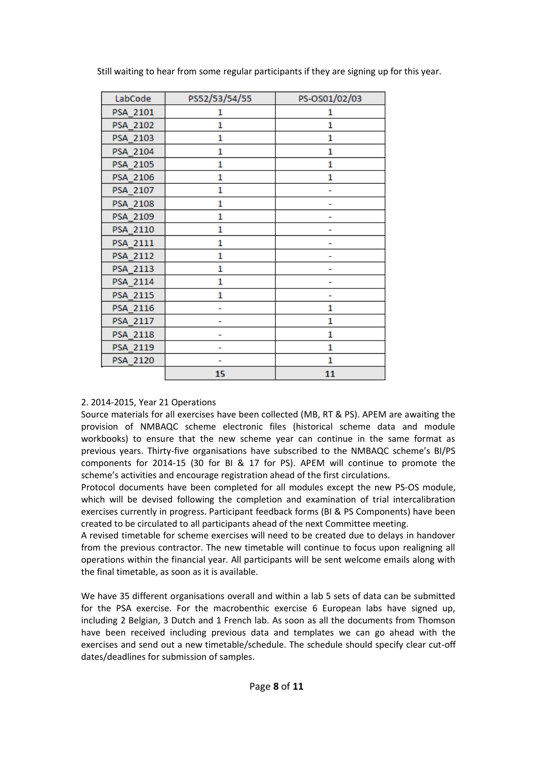Still waiting to hear from some regular participants if they are signing up for this year.

| LabCode | PS52/53/54/55 | PS-OS01/02/03 |
|---|---|---|
| PSA_2101 | 1 | 1 |
| PSA_2102 | 1 | 1 |
| PSA_2103 | 1 | 1 |
| PSA_2104 | 1 | 1 |
| PSA_2105 | 1 | 1 |
| PSA_2106 | 1 | 1 |
| PSA_2107 | 1 | - |
| PSA_2108 | 1 | - |
| PSA_2109 | 1 | - |
| PSA_2110 | 1 | - |
| PSA_2111 | 1 | - |
| PSA_2112 | 1 | - |
| PSA_2113 | 1 | - |
| PSA_2114 | 1 | - |
| PSA_2115 | 1 | - |
| PSA_2116 | - | 1 |
| PSA_2117 | - | 1 |
| PSA_2118 | - | 1 |
| PSA_2119 | - | 1 |
| PSA_2120 | - | 1 |
| | 15 | 11 |

2. 2014-2015, Year 21 Operations

Source materials for all exercises have been collected (MB, RT & PS). APEM are awaiting the provision of NMBAQC scheme electronic files (historical scheme data and module workbooks) to ensure that the new scheme year can continue in the same format as previous years. Thirty-five organisations have subscribed to the NMBAQC scheme's BI/PS components for 2014-15 (30 for BI & 17 for PS). APEM will continue to promote the scheme's activities and encourage registration ahead of the first circulations.

Protocol documents have been completed for all modules except the new PS-OS module, which will be devised following the completion and examination of trial intercalibration exercises currently in progress. Participant feedback forms (BI & PS Components) have been created to be circulated to all participants ahead of the next Committee meeting.

A revised timetable for scheme exercises will need to be created due to delays in handover from the previous contractor. The new timetable will continue to focus upon realigning all operations within the financial year. All participants will be sent welcome emails along with the final timetable, as soon as it is available.

We have 35 different organisations overall and within a lab 5 sets of data can be submitted for the PSA exercise. For the macrobenthic exercise 6 European labs have signed up, including 2 Belgian, 3 Dutch and 1 French lab. As soon as all the documents from Thomson have been received including previous data and templates we can go ahead with the exercises and send out a new timetable/schedule. The schedule should specify clear cut-off dates/deadlines for submission of samples.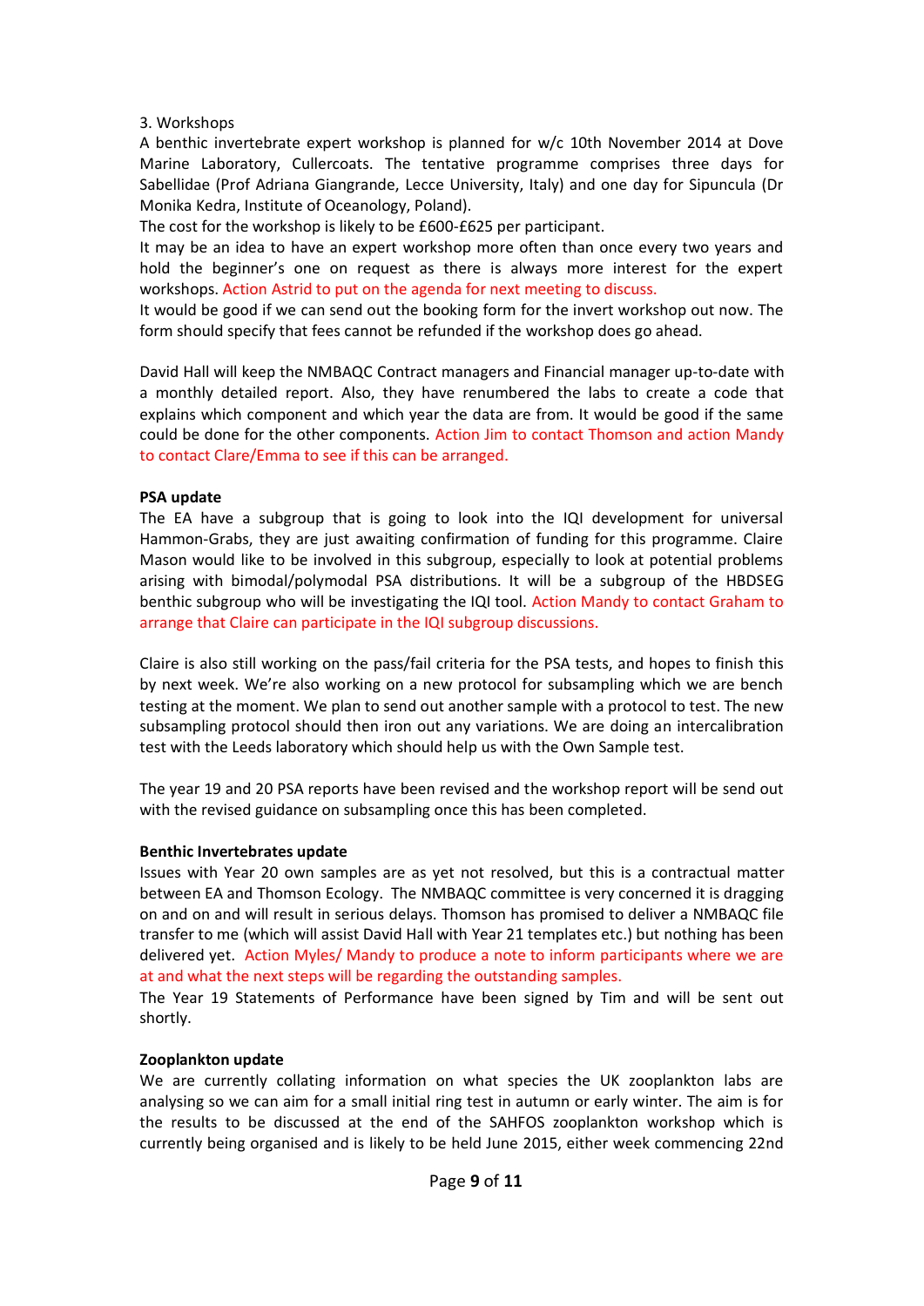3. Workshops

A benthic invertebrate expert workshop is planned for w/c 10th November 2014 at Dove Marine Laboratory, Cullercoats. The tentative programme comprises three days for Sabellidae (Prof Adriana Giangrande, Lecce University, Italy) and one day for Sipuncula (Dr Monika Kedra, Institute of Oceanology, Poland).

The cost for the workshop is likely to be £600-£625 per participant.

It may be an idea to have an expert workshop more often than once every two years and hold the beginner's one on request as there is always more interest for the expert workshops. Action Astrid to put on the agenda for next meeting to discuss.

It would be good if we can send out the booking form for the invert workshop out now. The form should specify that fees cannot be refunded if the workshop does go ahead.

David Hall will keep the NMBAQC Contract managers and Financial manager up-to-date with a monthly detailed report. Also, they have renumbered the labs to create a code that explains which component and which year the data are from. It would be good if the same could be done for the other components. Action Jim to contact Thomson and action Mandy to contact Clare/Emma to see if this can be arranged.

**PSA update**

The EA have a subgroup that is going to look into the IQI development for universal Hammon-Grabs, they are just awaiting confirmation of funding for this programme. Claire Mason would like to be involved in this subgroup, especially to look at potential problems arising with bimodal/polymodal PSA distributions. It will be a subgroup of the HBDSEG benthic subgroup who will be investigating the IQI tool. Action Mandy to contact Graham to arrange that Claire can participate in the IQI subgroup discussions.

Claire is also still working on the pass/fail criteria for the PSA tests, and hopes to finish this by next week. We're also working on a new protocol for subsampling which we are bench testing at the moment. We plan to send out another sample with a protocol to test. The new subsampling protocol should then iron out any variations. We are doing an intercalibration test with the Leeds laboratory which should help us with the Own Sample test.

The year 19 and 20 PSA reports have been revised and the workshop report will be send out with the revised guidance on subsampling once this has been completed.

**Benthic Invertebrates update**

Issues with Year 20 own samples are as yet not resolved, but this is a contractual matter between EA and Thomson Ecology. The NMBAQC committee is very concerned it is dragging on and on and will result in serious delays. Thomson has promised to deliver a NMBAQC file transfer to me (which will assist David Hall with Year 21 templates etc.) but nothing has been delivered yet. Action Myles/ Mandy to produce a note to inform participants where we are at and what the next steps will be regarding the outstanding samples.

The Year 19 Statements of Performance have been signed by Tim and will be sent out shortly.

**Zooplankton update**

We are currently collating information on what species the UK zooplankton labs are analysing so we can aim for a small initial ring test in autumn or early winter. The aim is for the results to be discussed at the end of the SAHFOS zooplankton workshop which is currently being organised and is likely to be held June 2015, either week commencing 22nd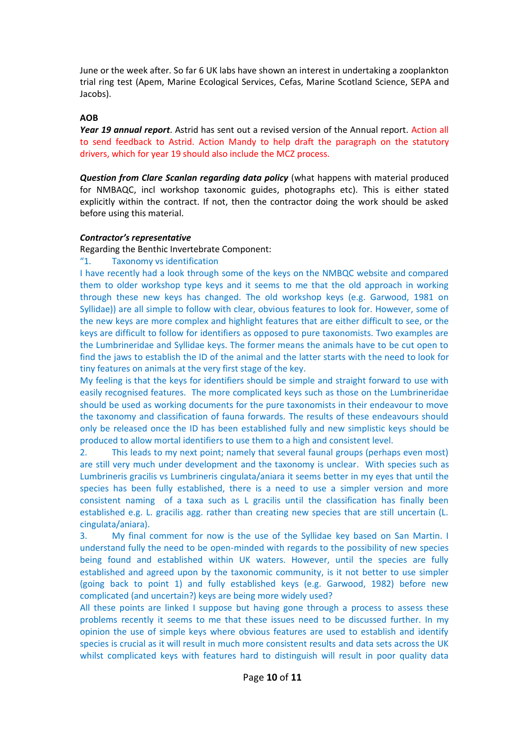June or the week after. So far 6 UK labs have shown an interest in undertaking a zooplankton trial ring test (Apem, Marine Ecological Services, Cefas, Marine Scotland Science, SEPA and Jacobs).

**AOB**

***Year 19 annual report***. Astrid has sent out a revised version of the Annual report. Action all to send feedback to Astrid. Action Mandy to help draft the paragraph on the statutory drivers, which for year 19 should also include the MCZ process.

***Question from Clare Scanlan regarding data policy*** (what happens with material produced for NMBAQC, incl workshop taxonomic guides, photographs etc). This is either stated explicitly within the contract. If not, then the contractor doing the work should be asked before using this material.

***Contractor's representative***

Regarding the Benthic Invertebrate Component:

"1. Taxonomy vs identification

I have recently had a look through some of the keys on the NMBQC website and compared them to older workshop type keys and it seems to me that the old approach in working through these new keys has changed. The old workshop keys (e.g. Garwood, 1981 on Syllidae)) are all simple to follow with clear, obvious features to look for. However, some of the new keys are more complex and highlight features that are either difficult to see, or the keys are difficult to follow for identifiers as opposed to pure taxonomists. Two examples are the Lumbrineridae and Syllidae keys. The former means the animals have to be cut open to find the jaws to establish the ID of the animal and the latter starts with the need to look for tiny features on animals at the very first stage of the key.

My feeling is that the keys for identifiers should be simple and straight forward to use with easily recognised features. The more complicated keys such as those on the Lumbrineridae should be used as working documents for the pure taxonomists in their endeavour to move the taxonomy and classification of fauna forwards. The results of these endeavours should only be released once the ID has been established fully and new simplistic keys should be produced to allow mortal identifiers to use them to a high and consistent level.

2. This leads to my next point; namely that several faunal groups (perhaps even most) are still very much under development and the taxonomy is unclear. With species such as Lumbrineris gracilis vs Lumbrineris cingulata/aniara it seems better in my eyes that until the species has been fully established, there is a need to use a simpler version and more consistent naming of a taxa such as L gracilis until the classification has finally been established e.g. L. gracilis agg. rather than creating new species that are still uncertain (L. cingulata/aniara).

3. My final comment for now is the use of the Syllidae key based on San Martin. I understand fully the need to be open-minded with regards to the possibility of new species being found and established within UK waters. However, until the species are fully established and agreed upon by the taxonomic community, is it not better to use simpler (going back to point 1) and fully established keys (e.g. Garwood, 1982) before new complicated (and uncertain?) keys are being more widely used?

All these points are linked I suppose but having gone through a process to assess these problems recently it seems to me that these issues need to be discussed further. In my opinion the use of simple keys where obvious features are used to establish and identify species is crucial as it will result in much more consistent results and data sets across the UK whilst complicated keys with features hard to distinguish will result in poor quality data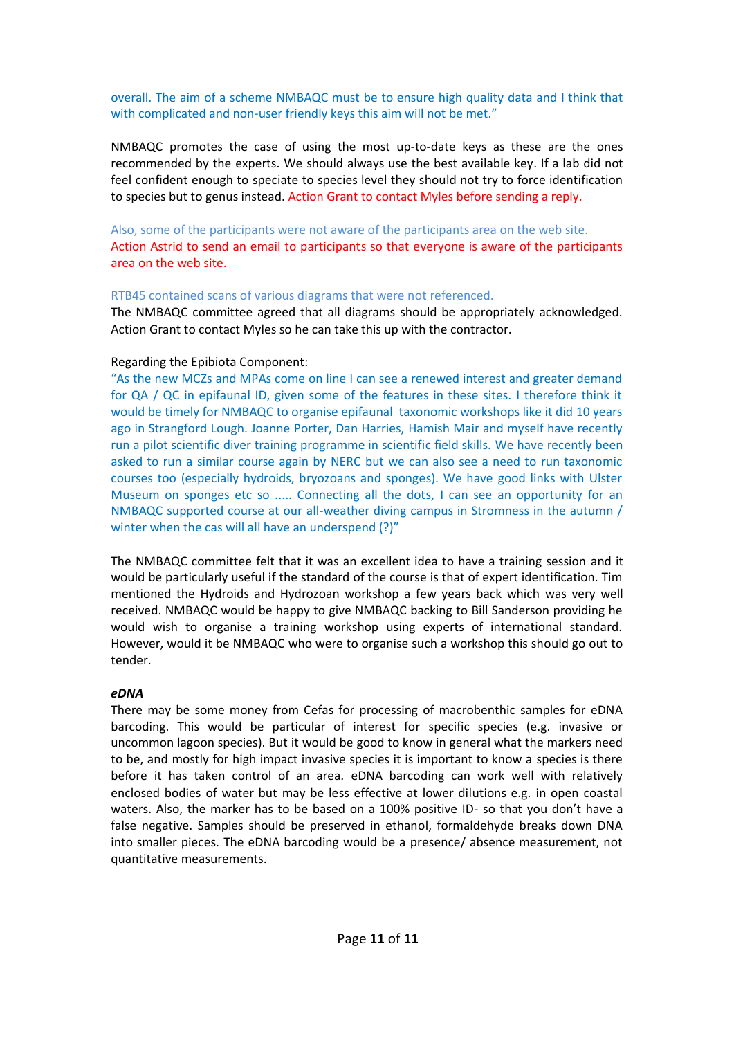overall. The aim of a scheme NMBAQC must be to ensure high quality data and I think that with complicated and non-user friendly keys this aim will not be met."

NMBAQC promotes the case of using the most up-to-date keys as these are the ones recommended by the experts. We should always use the best available key. If a lab did not feel confident enough to speciate to species level they should not try to force identification to species but to genus instead. Action Grant to contact Myles before sending a reply.

Also, some of the participants were not aware of the participants area on the web site.
Action Astrid to send an email to participants so that everyone is aware of the participants area on the web site.

RTB45 contained scans of various diagrams that were not referenced.
The NMBAQC committee agreed that all diagrams should be appropriately acknowledged. Action Grant to contact Myles so he can take this up with the contractor.

Regarding the Epibiota Component:
"As the new MCZs and MPAs come on line I can see a renewed interest and greater demand for QA / QC in epifaunal ID, given some of the features in these sites. I therefore think it would be timely for NMBAQC to organise epifaunal taxonomic workshops like it did 10 years ago in Strangford Lough. Joanne Porter, Dan Harries, Hamish Mair and myself have recently run a pilot scientific diver training programme in scientific field skills. We have recently been asked to run a similar course again by NERC but we can also see a need to run taxonomic courses too (especially hydroids, bryozoans and sponges). We have good links with Ulster Museum on sponges etc so ..... Connecting all the dots, I can see an opportunity for an NMBAQC supported course at our all-weather diving campus in Stromness in the autumn / winter when the cas will all have an underspend (?)"

The NMBAQC committee felt that it was an excellent idea to have a training session and it would be particularly useful if the standard of the course is that of expert identification. Tim mentioned the Hydroids and Hydrozoan workshop a few years back which was very well received. NMBAQC would be happy to give NMBAQC backing to Bill Sanderson providing he would wish to organise a training workshop using experts of international standard. However, would it be NMBAQC who were to organise such a workshop this should go out to tender.

***eDNA***
There may be some money from Cefas for processing of macrobenthic samples for eDNA barcoding. This would be particular of interest for specific species (e.g. invasive or uncommon lagoon species). But it would be good to know in general what the markers need to be, and mostly for high impact invasive species it is important to know a species is there before it has taken control of an area. eDNA barcoding can work well with relatively enclosed bodies of water but may be less effective at lower dilutions e.g. in open coastal waters. Also, the marker has to be based on a 100% positive ID- so that you don't have a false negative. Samples should be preserved in ethanol, formaldehyde breaks down DNA into smaller pieces. The eDNA barcoding would be a presence/ absence measurement, not quantitative measurements.